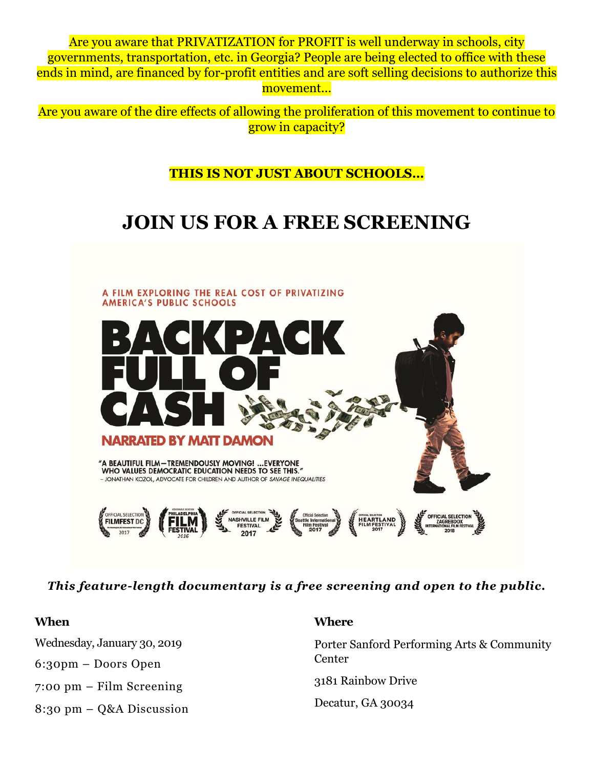Are you aware that PRIVATIZATION for PROFIT is well underway in schools, city governments, transportation, etc. in Georgia? People are being elected to office with these ends in mind, are financed by for-profit entities and are soft selling decisions to authorize this movement…

Are you aware of the dire effects of allowing the proliferation of this movement to continue to grow in capacity?

**THIS IS NOT JUST ABOUT SCHOOLS…**

# JOIN US FOR A FREE SCREENING

A FILM EXPLORING THE REAL COST OF PRIVATIZING AMERICA'S PUBLIC SCHOOLS

# BACKPACK FULL OF CASH

NARRATED BY MATT DAMON

"A BEAUTIFUL FILM—TREMENDOUSLY MOVING! …EVERYONE WHO VALUES DEMOCRATIC EDUCATION NEEDS TO SEE THIS."
– JONATHAN KOZOL, ADVOCATE FOR CHILDREN AND AUTHOR OF *SAVAGE INEQUALITIES*

OFFICIAL SELECTION FILMFEST DC 2017 · PHILADELPHIA FILM FESTIVAL 2016 · OFFICIAL SELECTION NASHVILLE FILM FESTIVAL 2017 · Official Selection Seattle International Film Festival 2017 · OFFICIAL SELECTION HEARTLAND FILM FESTIVAL 2017 · OFFICIAL SELECTION ZAGREBDOX INTERNATIONAL FILM FESTIVAL 2018

***This feature-length documentary is a free screening and open to the public.***

**When**

Wednesday, January 30, 2019

6:30pm – Doors Open

7:00 pm – Film Screening

8:30 pm – Q&A Discussion

**Where**

Porter Sanford Performing Arts & Community Center

3181 Rainbow Drive

Decatur, GA 30034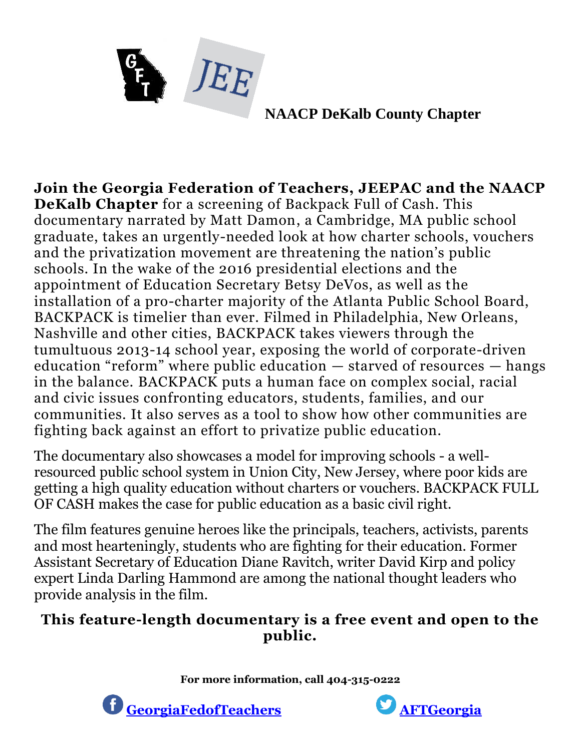GFT JEE

**NAACP DeKalb County Chapter**

**Join the Georgia Federation of Teachers, JEEPAC and the NAACP DeKalb Chapter** for a screening of Backpack Full of Cash. This documentary narrated by Matt Damon, a Cambridge, MA public school graduate, takes an urgently-needed look at how charter schools, vouchers and the privatization movement are threatening the nation's public schools. In the wake of the 2016 presidential elections and the appointment of Education Secretary Betsy DeVos, as well as the installation of a pro-charter majority of the Atlanta Public School Board, BACKPACK is timelier than ever. Filmed in Philadelphia, New Orleans, Nashville and other cities, BACKPACK takes viewers through the tumultuous 2013-14 school year, exposing the world of corporate-driven education "reform" where public education — starved of resources — hangs in the balance. BACKPACK puts a human face on complex social, racial and civic issues confronting educators, students, families, and our communities. It also serves as a tool to show how other communities are fighting back against an effort to privatize public education.

The documentary also showcases a model for improving schools - a well-resourced public school system in Union City, New Jersey, where poor kids are getting a high quality education without charters or vouchers. BACKPACK FULL OF CASH makes the case for public education as a basic civil right.

The film features genuine heroes like the principals, teachers, activists, parents and most hearteningly, students who are fighting for their education. Former Assistant Secretary of Education Diane Ravitch, writer David Kirp and policy expert Linda Darling Hammond are among the national thought leaders who provide analysis in the film.

**This feature-length documentary is a free event and open to the public.**

**For more information, call 404-315-0222**

**GeorgiaFedofTeachers** **AFTGeorgia**